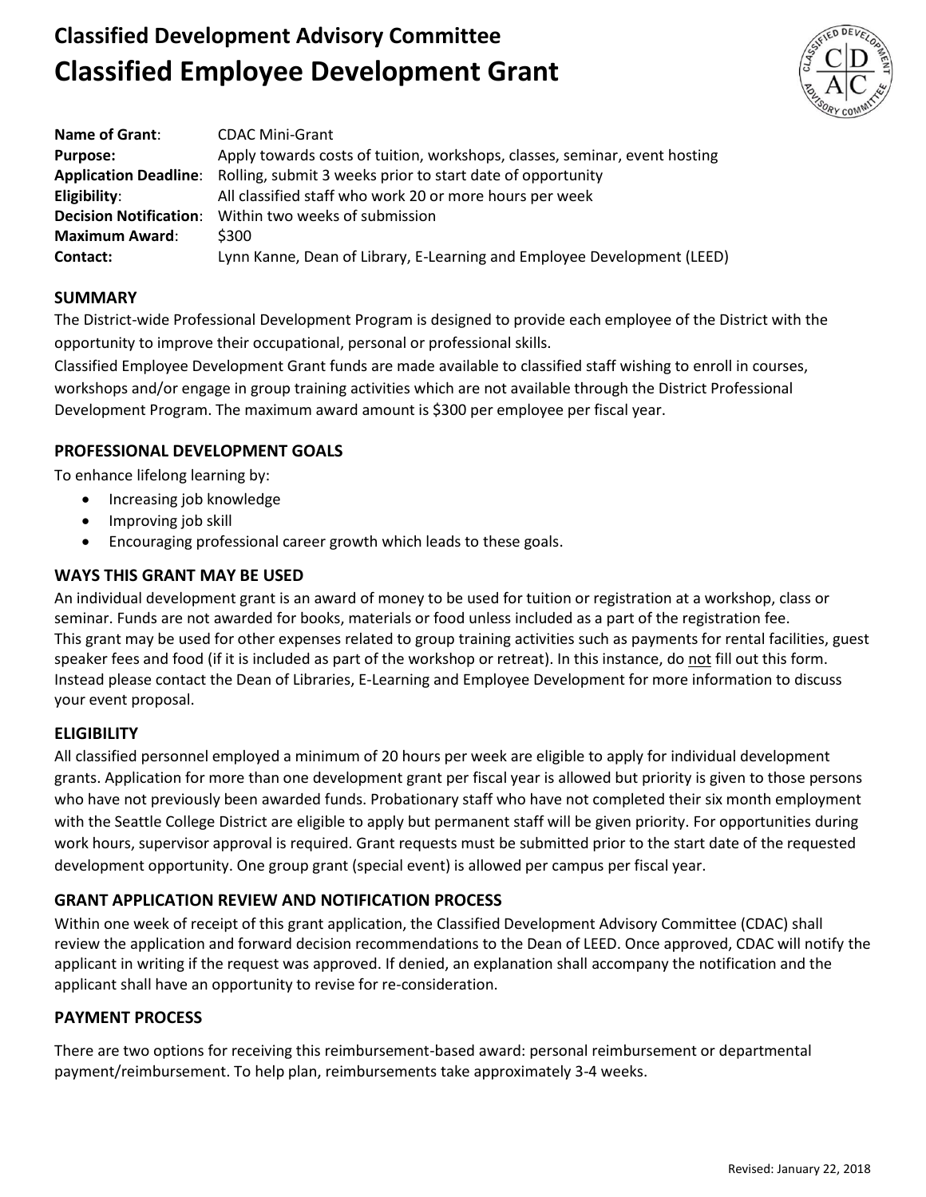# Classified Development Advisory Committee
# Classified Employee Development Grant

**Name of Grant**: CDAC Mini-Grant
**Purpose:** Apply towards costs of tuition, workshops, classes, seminar, event hosting
**Application Deadline**: Rolling, submit 3 weeks prior to start date of opportunity
**Eligibility**: All classified staff who work 20 or more hours per week
**Decision Notification**: Within two weeks of submission
**Maximum Award**: $300
**Contact:** Lynn Kanne, Dean of Library, E-Learning and Employee Development (LEED)

## SUMMARY

The District-wide Professional Development Program is designed to provide each employee of the District with the opportunity to improve their occupational, personal or professional skills.

Classified Employee Development Grant funds are made available to classified staff wishing to enroll in courses, workshops and/or engage in group training activities which are not available through the District Professional Development Program. The maximum award amount is $300 per employee per fiscal year.

## PROFESSIONAL DEVELOPMENT GOALS

To enhance lifelong learning by:

- Increasing job knowledge
- Improving job skill
- Encouraging professional career growth which leads to these goals.

## WAYS THIS GRANT MAY BE USED

An individual development grant is an award of money to be used for tuition or registration at a workshop, class or seminar. Funds are not awarded for books, materials or food unless included as a part of the registration fee.

This grant may be used for other expenses related to group training activities such as payments for rental facilities, guest speaker fees and food (if it is included as part of the workshop or retreat). In this instance, do <u>not</u> fill out this form. Instead please contact the Dean of Libraries, E-Learning and Employee Development for more information to discuss your event proposal.

## ELIGIBILITY

All classified personnel employed a minimum of 20 hours per week are eligible to apply for individual development grants. Application for more than one development grant per fiscal year is allowed but priority is given to those persons who have not previously been awarded funds. Probationary staff who have not completed their six month employment with the Seattle College District are eligible to apply but permanent staff will be given priority. For opportunities during work hours, supervisor approval is required. Grant requests must be submitted prior to the start date of the requested development opportunity. One group grant (special event) is allowed per campus per fiscal year.

## GRANT APPLICATION REVIEW AND NOTIFICATION PROCESS

Within one week of receipt of this grant application, the Classified Development Advisory Committee (CDAC) shall review the application and forward decision recommendations to the Dean of LEED. Once approved, CDAC will notify the applicant in writing if the request was approved. If denied, an explanation shall accompany the notification and the applicant shall have an opportunity to revise for re-consideration.

## PAYMENT PROCESS

There are two options for receiving this reimbursement-based award: personal reimbursement or departmental payment/reimbursement. To help plan, reimbursements take approximately 3-4 weeks.

Revised: January 22, 2018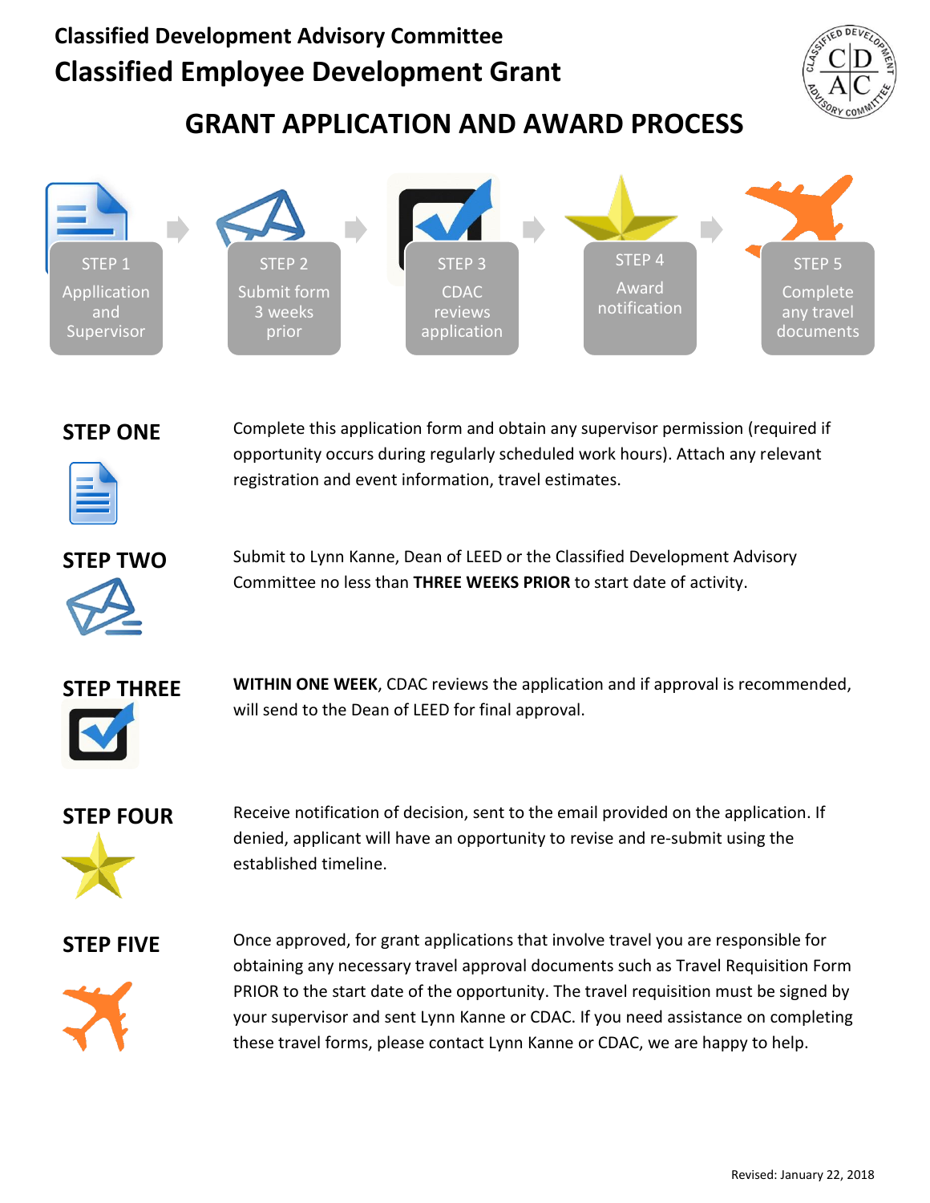Classified Development Advisory Committee

# Classified Employee Development Grant

## GRANT APPLICATION AND AWARD PROCESS

STEP 1 Appllication and Supervisor → STEP 2 Submit form 3 weeks prior → STEP 3 CDAC reviews application → STEP 4 Award notification → STEP 5 Complete any travel documents

### STEP ONE

Complete this application form and obtain any supervisor permission (required if opportunity occurs during regularly scheduled work hours). Attach any relevant registration and event information, travel estimates.

### STEP TWO

Submit to Lynn Kanne, Dean of LEED or the Classified Development Advisory Committee no less than **THREE WEEKS PRIOR** to start date of activity.

### STEP THREE

**WITHIN ONE WEEK**, CDAC reviews the application and if approval is recommended, will send to the Dean of LEED for final approval.

### STEP FOUR

Receive notification of decision, sent to the email provided on the application. If denied, applicant will have an opportunity to revise and re-submit using the established timeline.

### STEP FIVE

Once approved, for grant applications that involve travel you are responsible for obtaining any necessary travel approval documents such as Travel Requisition Form PRIOR to the start date of the opportunity. The travel requisition must be signed by your supervisor and sent Lynn Kanne or CDAC. If you need assistance on completing these travel forms, please contact Lynn Kanne or CDAC, we are happy to help.

Revised: January 22, 2018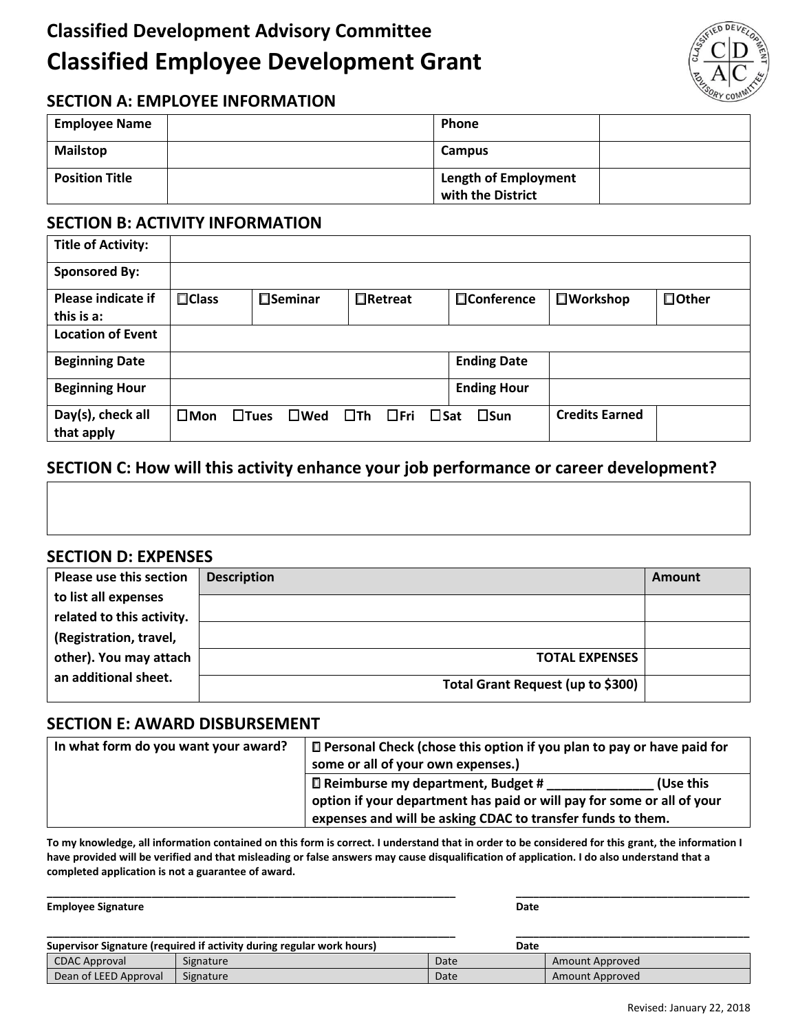## Classified Development Advisory Committee

# Classified Employee Development Grant

## SECTION A: EMPLOYEE INFORMATION

| | | | |
|---|---|---|---|
| **Employee Name** | | **Phone** | |
| **Mailstop** | | **Campus** | |
| **Position Title** | | **Length of Employment with the District** | |

## SECTION B: ACTIVITY INFORMATION

| | | | | | | |
|---|---|---|---|---|---|---|
| **Title of Activity:** | | | | | | |
| **Sponsored By:** | | | | | | |
| **Please indicate if this is a:** | ☐**Class** | ☐**Seminar** | ☐**Retreat** | ☐**Conference** | ☐**Workshop** | ☐**Other** |
| **Location of Event** | | | | | | |
| **Beginning Date** | | | | **Ending Date** | | |
| **Beginning Hour** | | | | **Ending Hour** | | |
| **Day(s), check all that apply** | ☐**Mon** ☐**Tues** ☐**Wed** ☐**Th** ☐**Fri** ☐**Sat** ☐**Sun** | | | | **Credits Earned** | |

## SECTION C: How will this activity enhance your job performance or career development?

| |
|---|
| |

## SECTION D: EXPENSES

| **Please use this section to list all expenses related to this activity. (Registration, travel, other). You may attach an additional sheet.** | **Description** | **Amount** |
|---|---|---|
| | | |
| | | |
| | **TOTAL EXPENSES** | |
| | **Total Grant Request (up to $300)** | |

## SECTION E: AWARD DISBURSEMENT

| | |
|---|---|
| **In what form do you want your award?** | ☐ **Personal Check (chose this option if you plan to pay or have paid for some or all of your own expenses.)** |
| | ☐ **Reimburse my department, Budget # _______________ (Use this option if your department has paid or will pay for some or all of your expenses and will be asking CDAC to transfer funds to them.** |

**To my knowledge, all information contained on this form is correct. I understand that in order to be considered for this grant, the information I have provided will be verified and that misleading or false answers may cause disqualification of application. I do also understand that a completed application is not a guarantee of award.**

_______________________________________________ _______________________________

**Employee Signature** **Date**

_______________________________________________ _______________________________

**Supervisor Signature (required if activity during regular work hours)** **Date**

| | | | |
|---|---|---|---|
| CDAC Approval | Signature | Date | Amount Approved |
| Dean of LEED Approval | Signature | Date | Amount Approved |

Revised: January 22, 2018